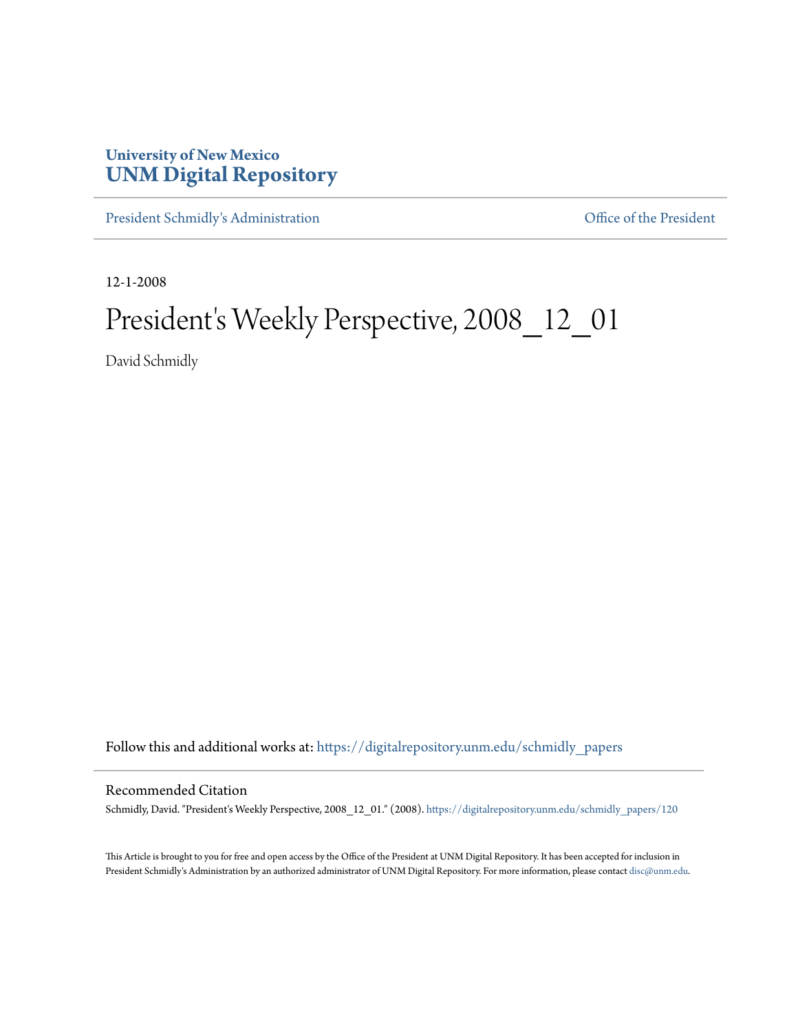University of New Mexico
**UNM Digital Repository**

President Schmidly's Administration | Office of the President

12-1-2008

# President's Weekly Perspective, 2008_12_01

David Schmidly

Follow this and additional works at: https://digitalrepository.unm.edu/schmidly_papers

## Recommended Citation

Schmidly, David. "President's Weekly Perspective, 2008_12_01." (2008). https://digitalrepository.unm.edu/schmidly_papers/120

This Article is brought to you for free and open access by the Office of the President at UNM Digital Repository. It has been accepted for inclusion in President Schmidly's Administration by an authorized administrator of UNM Digital Repository. For more information, please contact disc@unm.edu.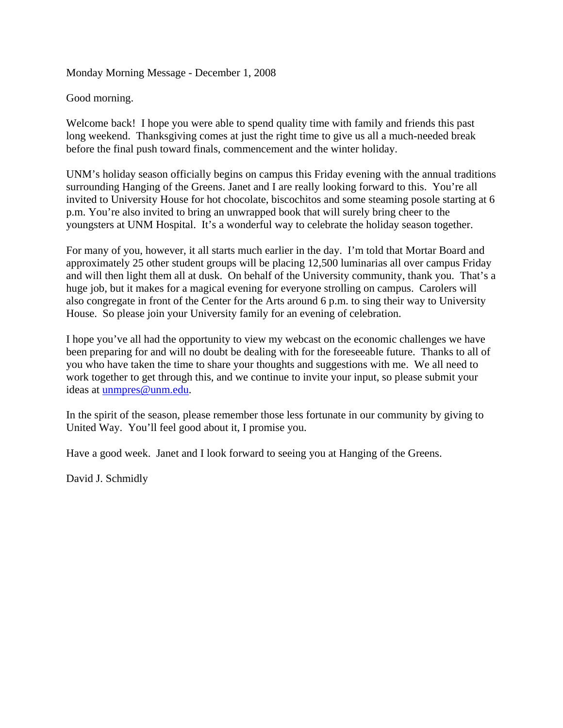Monday Morning Message - December 1, 2008

Good morning.

Welcome back! I hope you were able to spend quality time with family and friends this past long weekend. Thanksgiving comes at just the right time to give us all a much-needed break before the final push toward finals, commencement and the winter holiday.

UNM's holiday season officially begins on campus this Friday evening with the annual traditions surrounding Hanging of the Greens. Janet and I are really looking forward to this. You're all invited to University House for hot chocolate, biscochitos and some steaming posole starting at 6 p.m. You're also invited to bring an unwrapped book that will surely bring cheer to the youngsters at UNM Hospital. It's a wonderful way to celebrate the holiday season together.

For many of you, however, it all starts much earlier in the day. I'm told that Mortar Board and approximately 25 other student groups will be placing 12,500 luminarias all over campus Friday and will then light them all at dusk. On behalf of the University community, thank you. That's a huge job, but it makes for a magical evening for everyone strolling on campus. Carolers will also congregate in front of the Center for the Arts around 6 p.m. to sing their way to University House. So please join your University family for an evening of celebration.

I hope you've all had the opportunity to view my webcast on the economic challenges we have been preparing for and will no doubt be dealing with for the foreseeable future. Thanks to all of you who have taken the time to share your thoughts and suggestions with me. We all need to work together to get through this, and we continue to invite your input, so please submit your ideas at unmpres@unm.edu.

In the spirit of the season, please remember those less fortunate in our community by giving to United Way. You'll feel good about it, I promise you.

Have a good week. Janet and I look forward to seeing you at Hanging of the Greens.

David J. Schmidly